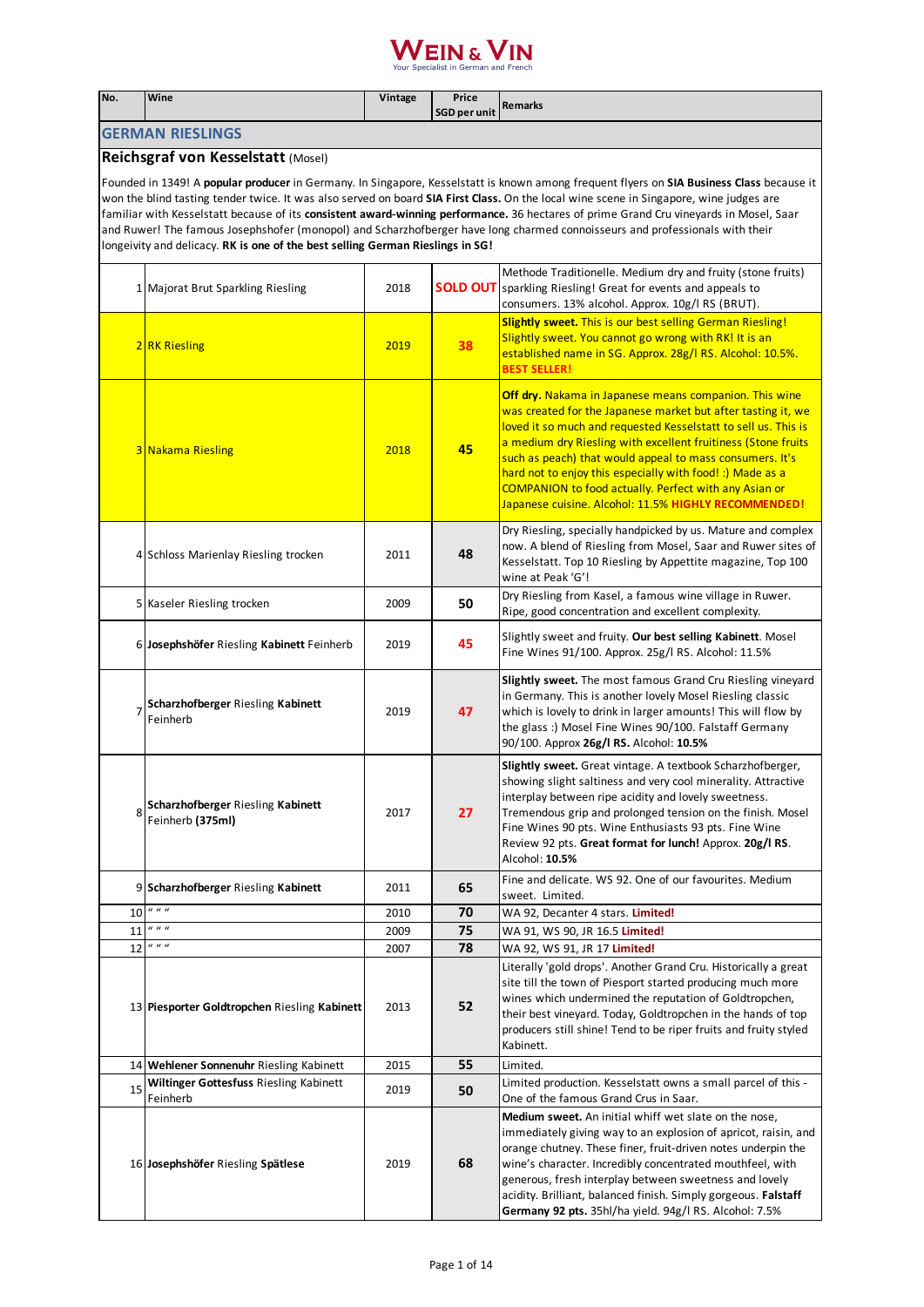# WEIN & VIN

Your Specialist in German and French

| No. | Wine | Vintage | Price SGD per unit | Remarks |
|---|---|---|---|---|
| **GERMAN RIESLINGS** | | | | |
| **Reichsgraf von Kesselstatt** (Mosel) | | | | |
| Founded in 1349! A **popular producer** in Germany. In Singapore, Kesselstatt is known among frequent flyers on **SIA Business Class** because it won the blind tasting tender twice. It was also served on board **SIA First Class.** On the local wine scene in Singapore, wine judges are familiar with Kesselstatt because of its **consistent award-winning performance.** 36 hectares of prime Grand Cru vineyards in Mosel, Saar and Ruwer! The famous Josephshofer (monopol) and Scharzhofberger have long charmed connoisseurs and professionals with their longeivity and delicacy. **RK is one of the best selling German Rieslings in SG!** | | | | |
| 1 | Majorat Brut Sparkling Riesling | 2018 | **SOLD OUT** | Methode Traditionelle. Medium dry and fruity (stone fruits) sparkling Riesling! Great for events and appeals to consumers. 13% alcohol. Approx. 10g/l RS (BRUT). |
| 2 | RK Riesling | 2019 | **38** | **Slightly sweet.** This is our best selling German Riesling! Slightly sweet. You cannot go wrong with RK! It is an established name in SG. Approx. 28g/l RS. Alcohol: 10.5%. **BEST SELLER!** |
| 3 | Nakama Riesling | 2018 | **45** | **Off dry.** Nakama in Japanese means companion. This wine was created for the Japanese market but after tasting it, we loved it so much and requested Kesselstatt to sell us. This is a medium dry Riesling with excellent fruitiness (Stone fruits such as peach) that would appeal to mass consumers. It's hard not to enjoy this especially with food! :) Made as a COMPANION to food actually. Perfect with any Asian or Japanese cuisine. Alcohol: 11.5% **HIGHLY RECOMMENDED!** |
| 4 | Schloss Marienlay Riesling trocken | 2011 | **48** | Dry Riesling, specially handpicked by us. Mature and complex now. A blend of Riesling from Mosel, Saar and Ruwer sites of Kesselstatt. Top 10 Riesling by Appetite magazine, Top 100 wine at Peak 'G'! |
| 5 | Kaseler Riesling trocken | 2009 | **50** | Dry Riesling from Kasel, a famous wine village in Ruwer. Ripe, good concentration and excellent complexity. |
| 6 | **Josephshöfer** Riesling **Kabinett** Feinherb | 2019 | **45** | Slightly sweet and fruity. **Our best selling Kabinett**. Mosel Fine Wines 91/100. Approx. 25g/l RS. Alcohol: 11.5% |
| 7 | **Scharzhofberger** Riesling **Kabinett** Feinherb | 2019 | **47** | **Slightly sweet.** The most famous Grand Cru Riesling vineyard in Germany. This is another lovely Mosel Riesling classic which is lovely to drink in larger amounts! This will flow by the glass :) Mosel Fine Wines 90/100. Falstaff Germany 90/100. Approx **26g/l RS.** Alcohol: **10.5%** |
| 8 | **Scharzhofberger** Riesling **Kabinett** Feinherb **(375ml)** | 2017 | **27** | **Slightly sweet.** Great vintage. A textbook Scharzhofberger, showing slight saltiness and very cool minerality. Attractive interplay between ripe acidity and lovely sweetness. Tremendous grip and prolonged tension on the finish. Mosel Fine Wines 90 pts. Wine Enthusiasts 93 pts. Fine Wine Review 92 pts. **Great format for lunch!** Approx. **20g/l RS**. Alcohol: **10.5%** |
| 9 | **Scharzhofberger** Riesling **Kabinett** | 2011 | **65** | Fine and delicate. WS 92. One of our favourites. Medium sweet. Limited. |
| 10 | " " " | 2010 | **70** | WA 92, Decanter 4 stars. **Limited!** |
| 11 | " " " | 2009 | **75** | WA 91, WS 90, JR 16.5 **Limited!** |
| 12 | " " " | 2007 | **78** | WA 92, WS 91, JR 17 **Limited!** |
| 13 | **Piesporter Goldtropchen** Riesling **Kabinett** | 2013 | **52** | Literally 'gold drops'. Another Grand Cru. Historically a great site till the town of Piesport started producing much more wines which undermined the reputation of Goldtropchen, their best vineyard. Today, Goldtropchen in the hands of top producers still shine! Tend to be riper fruits and fruity styled Kabinett. |
| 14 | **Wehlener Sonnenuhr** Riesling Kabinett | 2015 | **55** | Limited. |
| 15 | **Wiltinger Gottesfuss** Riesling Kabinett Feinherb | 2019 | **50** | Limited production. Kesselstatt owns a small parcel of this - One of the famous Grand Crus in Saar. |
| 16 | **Josephshöfer** Riesling **Spätlese** | 2019 | **68** | **Medium sweet.** An initial whiff wet slate on the nose, immediately giving way to an explosion of apricot, raisin, and orange chutney. These finer, fruit-driven notes underpin the wine's character. Incredibly concentrated mouthfeel, with generous, fresh interplay between sweetness and lovely acidity. Brilliant, balanced finish. Simply gorgeous. **Falstaff Germany 92 pts.** 35hl/ha yield. 94g/l RS. Alcohol: 7.5% |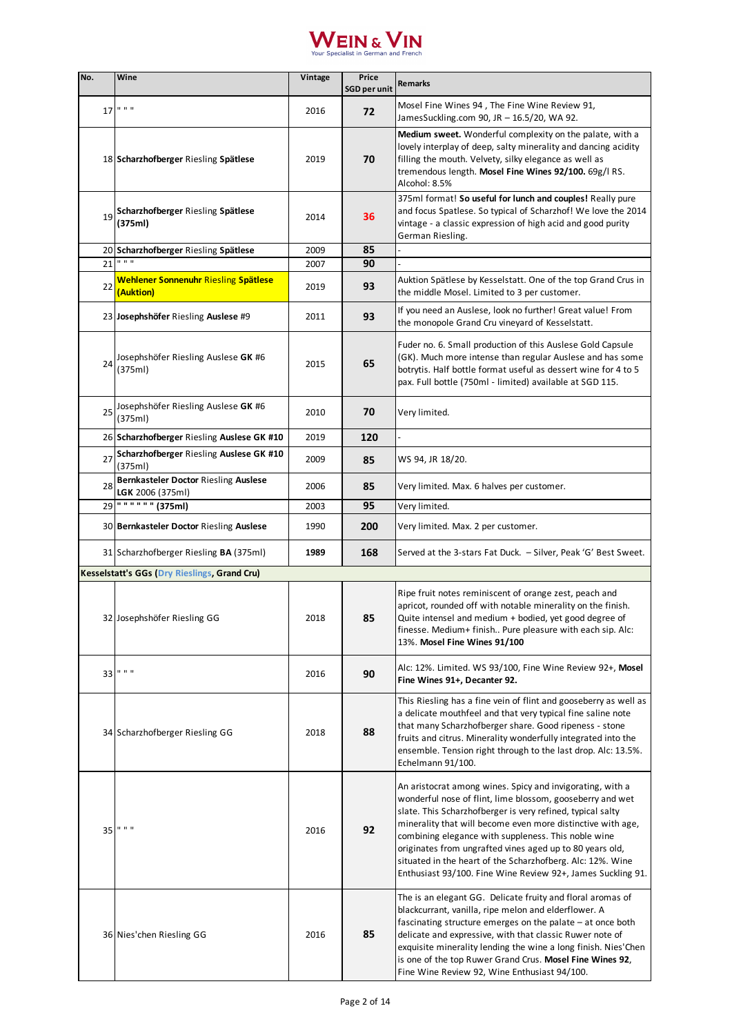# WEIN & VIN

Your Specialist in German and French

| No. | Wine | Vintage | Price SGD per unit | Remarks |
|---|---|---|---|---|
| 17 | " " " | 2016 | **72** | Mosel Fine Wines 94 , The Fine Wine Review 91, JamesSuckling.com 90, JR – 16.5/20, WA 92. |
| 18 | **Scharzhofberger** Riesling **Spätlese** | 2019 | **70** | **Medium sweet.** Wonderful complexity on the palate, with a lovely interplay of deep, salty minerality and dancing acidity filling the mouth. Velvety, silky elegance as well as tremendous length. **Mosel Fine Wines 92/100.** 69g/l RS. Alcohol: 8.5% |
| 19 | **Scharzhofberger** Riesling **Spätlese (375ml)** | 2014 | **36** | 375ml format! **So useful for lunch and couples!** Really pure and focus Spatlese. So typical of Scharzhof! We love the 2014 vintage - a classic expression of high acid and good purity German Riesling. |
| 20 | **Scharzhofberger** Riesling **Spätlese** | 2009 | **85** | - |
| 21 | " " " | 2007 | **90** | - |
| 22 | **Wehlener Sonnenuhr** Riesling **Spätlese (Auktion)** | 2019 | **93** | Auktion Spätlese by Kesselstatt. One of the top Grand Crus in the middle Mosel. Limited to 3 per customer. |
| 23 | **Josephshöfer** Riesling **Auslese** #9 | 2011 | **93** | If you need an Auslese, look no further! Great value! From the monopole Grand Cru vineyard of Kesselstatt. |
| 24 | Josephshöfer Riesling Auslese **GK** #6 (375ml) | 2015 | **65** | Fuder no. 6. Small production of this Auslese Gold Capsule (GK). Much more intense than regular Auslese and has some botrytis. Half bottle format useful as dessert wine for 4 to 5 pax. Full bottle (750ml - limited) available at SGD 115. |
| 25 | Josephshöfer Riesling Auslese **GK** #6 (375ml) | 2010 | **70** | Very limited. |
| 26 | **Scharzhofberger** Riesling **Auslese GK #10** | 2019 | **120** | - |
| 27 | **Scharzhofberger** Riesling **Auslese GK #10** (375ml) | 2009 | **85** | WS 94, JR 18/20. |
| 28 | **Bernkasteler Doctor** Riesling **Auslese LGK** 2006 (375ml) | 2006 | **85** | Very limited. Max. 6 halves per customer. |
| 29 | **" " " " " " (375ml)** | 2003 | **95** | Very limited. |
| 30 | **Bernkasteler Doctor** Riesling **Auslese** | 1990 | **200** | Very limited. Max. 2 per customer. |
| 31 | Scharzhofberger Riesling **BA** (375ml) | **1989** | **168** | Served at the 3-stars Fat Duck. – Silver, Peak 'G' Best Sweet. |
| | **Kesselstatt's GGs (Dry Rieslings, Grand Cru)** | | | |
| 32 | Josephshöfer Riesling GG | 2018 | **85** | Ripe fruit notes reminiscent of orange zest, peach and apricot, rounded off with notable minerality on the finish. Quite intensel and medium + bodied, yet good degree of finesse. Medium+ finish.. Pure pleasure with each sip. Alc: 13%. **Mosel Fine Wines 91/100** |
| 33 | " " " | 2016 | **90** | Alc: 12%. Limited. WS 93/100, Fine Wine Review 92+, **Mosel Fine Wines 91+, Decanter 92.** |
| 34 | Scharzhofberger Riesling GG | 2018 | **88** | This Riesling has a fine vein of flint and gooseberry as well as a delicate mouthfeel and that very typical fine saline note that many Scharzhofberger share. Good ripeness - stone fruits and citrus. Minerality wonderfully integrated into the ensemble. Tension right through to the last drop. Alc: 13.5%. Echelmann 91/100. |
| 35 | " " " | 2016 | **92** | An aristocrat among wines. Spicy and invigorating, with a wonderful nose of flint, lime blossom, gooseberry and wet slate. This Scharzhofberger is very refined, typical salty minerality that will become even more distinctive with age, combining elegance with suppleness. This noble wine originates from ungrafted vines aged up to 80 years old, situated in the heart of the Scharzhofberg. Alc: 12%. Wine Enthusiast 93/100. Fine Wine Review 92+, James Suckling 91. |
| 36 | Nies'chen Riesling GG | 2016 | **85** | The is an elegant GG. Delicate fruity and floral aromas of blackcurrant, vanilla, ripe melon and elderflower. A fascinating structure emerges on the palate – at once both delicate and expressive, with that classic Ruwer note of exquisite minerality lending the wine a long finish. Nies'Chen is one of the top Ruwer Grand Crus. **Mosel Fine Wines 92**, Fine Wine Review 92, Wine Enthusiast 94/100. |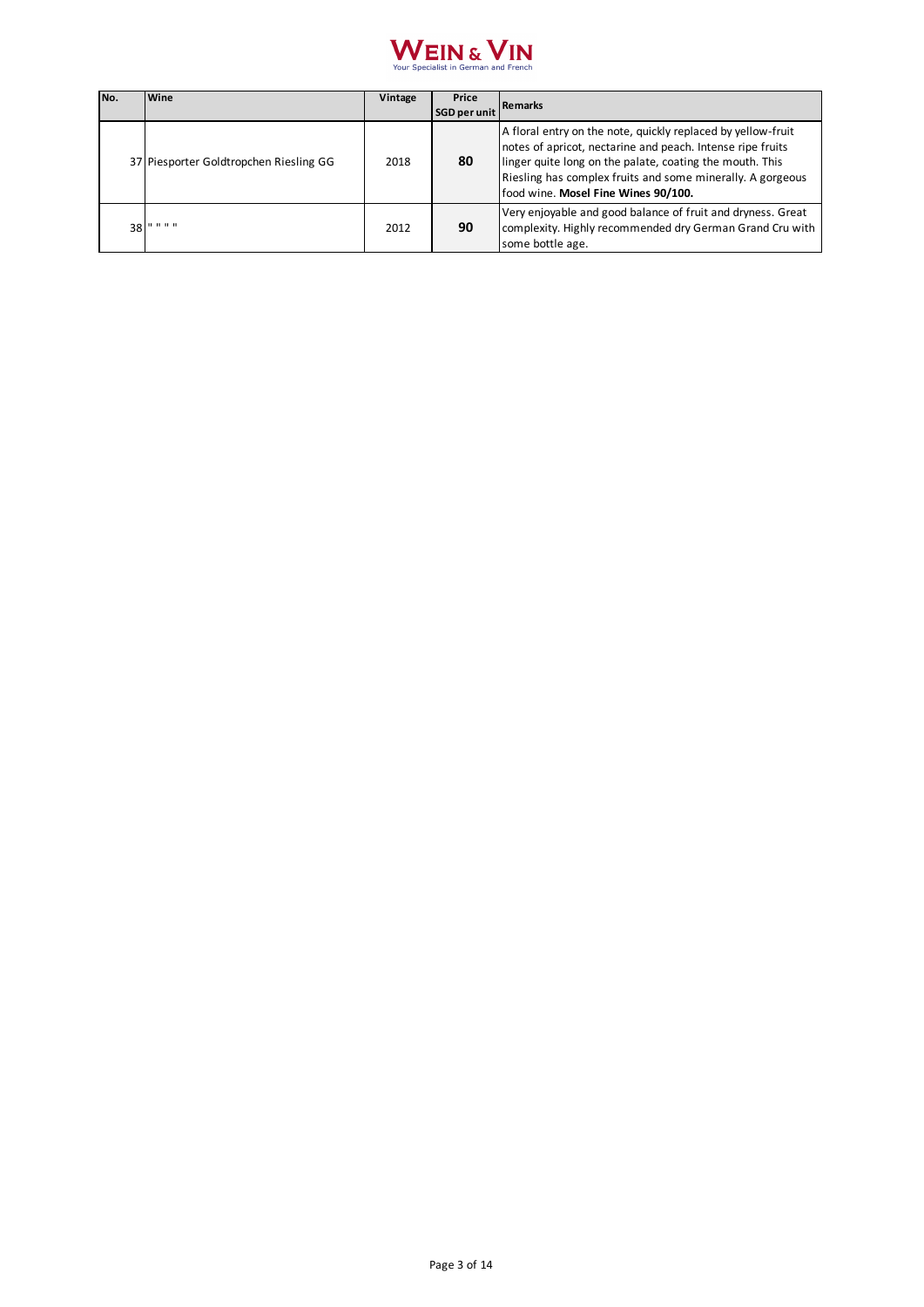# WEIN & VIN

Your Specialist in German and French

| No. | Wine | Vintage | Price SGD per unit | Remarks |
|---|---|---|---|---|
| 37 | Piesporter Goldtropchen Riesling GG | 2018 | **80** | A floral entry on the note, quickly replaced by yellow-fruit notes of apricot, nectarine and peach. Intense ripe fruits linger quite long on the palate, coating the mouth. This Riesling has complex fruits and some minerally. A gorgeous food wine. **Mosel Fine Wines 90/100.** |
| 38 | " " " " | 2012 | **90** | Very enjoyable and good balance of fruit and dryness. Great complexity. Highly recommended dry German Grand Cru with some bottle age. |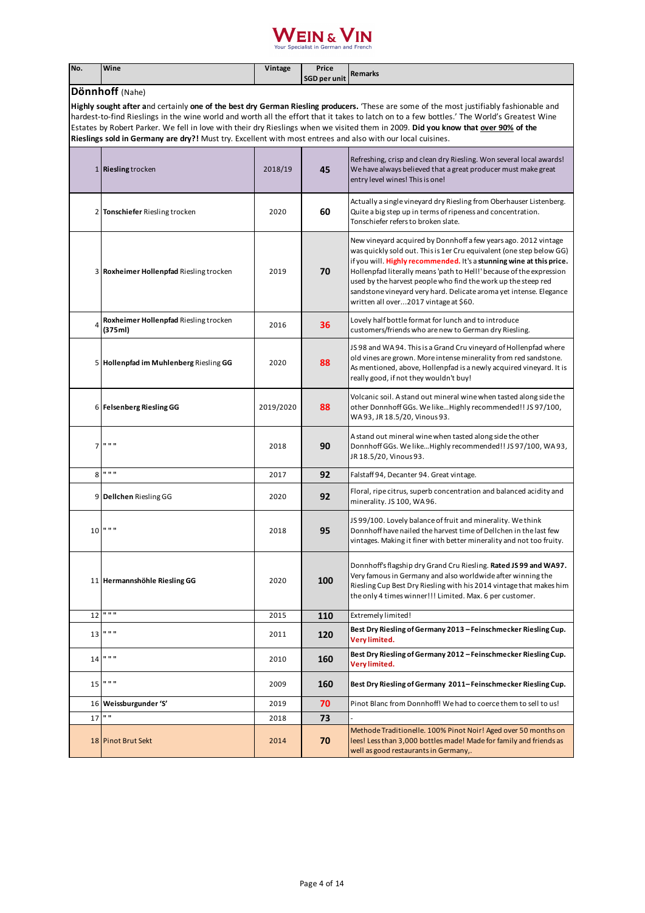# WEIN & VIN

Your Specialist in German and French

| No. | Wine | Vintage | Price SGD per unit | Remarks |
|---|---|---|---|---|

## Dönnhoff (Nahe)

**Highly sought after a**nd certainly **one of the best dry German Riesling producers.** 'These are some of the most justifiably fashionable and hardest-to-find Rieslings in the wine world and worth all the effort that it takes to latch on to a few bottles.' The World's Greatest Wine Estates by Robert Parker. We fell in love with their dry Rieslings when we visited them in 2009. **Did you know that over 90% of the Rieslings sold in Germany are dry?!** Must try. Excellent with most entrees and also with our local cuisines.

| No. | Wine | Vintage | Price SGD per unit | Remarks |
|---|---|---|---|---|
| 1 | **Riesling** trocken | 2018/19 | **45** | Refreshing, crisp and clean dry Riesling. Won several local awards! We have always believed that a great producer must make great entry level wines! This is one! |
| 2 | **Tonschiefer** Riesling trocken | 2020 | **60** | Actually a single vineyard dry Riesling from Oberhauser Listenberg. Quite a big step up in terms of ripeness and concentration. Tonschiefer refers to broken slate. |
| 3 | **Roxheimer Hollenpfad** Riesling trocken | 2019 | **70** | New vineyard acquired by Donnhoff a few years ago. 2012 vintage was quickly sold out. This is 1er Cru equivalent (one step below GG) if you will. **Highly recommended.** It's a **stunning wine at this price.** Hollenpfad literally means 'path to Hell!' because of the expression used by the harvest people who find the work up the steep red sandstone vineyard very hard. Delicate aroma yet intense. Elegance written all over...2017 vintage at $60. |
| 4 | **Roxheimer Hollenpfad** Riesling trocken **(375ml)** | 2016 | **36** | Lovely half bottle format for lunch and to introduce customers/friends who are new to German dry Riesling. |
| 5 | **Hollenpfad im Muhlenberg** Riesling **GG** | 2020 | **88** | JS 98 and WA 94. This is a Grand Cru vineyard of Hollenpfad where old vines are grown. More intense minerality from red sandstone. As mentioned, above, Hollenpfad is a newly acquired vineyard. It is really good, if not they wouldn't buy! |
| 6 | **Felsenberg Riesling GG** | 2019/2020 | **88** | Volcanic soil. A stand out mineral wine when tasted along side the other Donnhoff GGs. We like...Highly recommended!! JS 97/100, WA 93, JR 18.5/20, Vinous 93. |
| 7 | " " " | 2018 | **90** | A stand out mineral wine when tasted along side the other Donnhoff GGs. We like...Highly recommended!! JS 97/100, WA 93, JR 18.5/20, Vinous 93. |
| 8 | " " " | 2017 | **92** | Falstaff 94, Decanter 94. Great vintage. |
| 9 | **Dellchen** Riesling GG | 2020 | **92** | Floral, ripe citrus, superb concentration and balanced acidity and minerality. JS 100, WA 96. |
| 10 | " " " | 2018 | **95** | JS 99/100. Lovely balance of fruit and minerality. We think Donnhoff have nailed the harvest time of Dellchen in the last few vintages. Making it finer with better minerality and not too fruity. |
| 11 | **Hermannshöhle Riesling GG** | 2020 | **100** | Donnhoff's flagship dry Grand Cru Riesling. **Rated JS 99 and WA97.** Very famous in Germany and also worldwide after winning the Riesling Cup Best Dry Riesling with his 2014 vintage that makes him the only 4 times winner!!! Limited. Max. 6 per customer. |
| 12 | " " " | 2015 | **110** | Extremely limited! |
| 13 | " " " | 2011 | **120** | **Best Dry Riesling of Germany 2013 – Feinschmecker Riesling Cup. Very limited.** |
| 14 | " " " | 2010 | **160** | **Best Dry Riesling of Germany 2012 – Feinschmecker Riesling Cup. Very limited.** |
| 15 | " " " | 2009 | **160** | **Best Dry Riesling of Germany 2011– Feinschmecker Riesling Cup.** |
| 16 | **Weissburgunder 'S'** | 2019 | **70** | Pinot Blanc from Donnhoff! We had to coerce them to sell to us! |
| 17 | " " | 2018 | **73** | - |
| 18 | Pinot Brut Sekt | 2014 | **70** | Methode Traditionelle. 100% Pinot Noir! Aged over 50 months on lees! Less than 3,000 bottles made! Made for family and friends as well as good restaurants in Germany,. |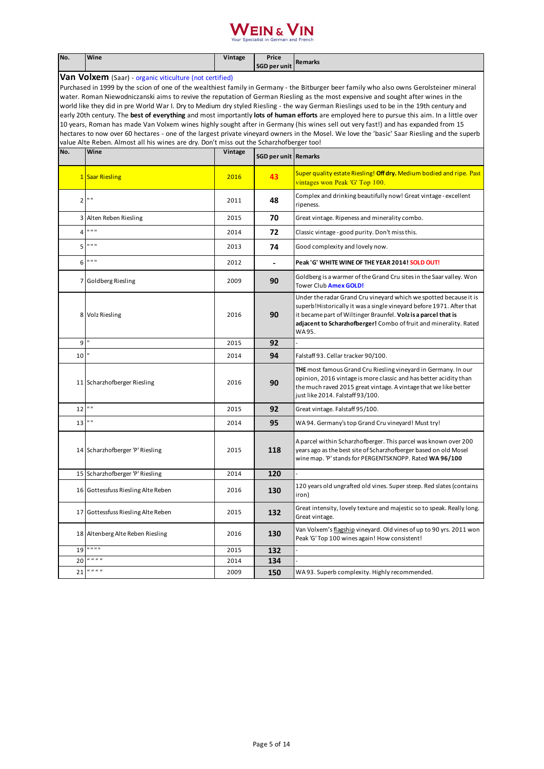# WEIN & VIN

Your Specialist in German and French

| No. | Wine | Vintage | Price SGD per unit | Remarks |
|---|---|---|---|---|

## Van Volxem (Saar) - organic viticulture (not certified)

Purchased in 1999 by the scion of one of the wealthiest family in Germany - the Bitburger beer family who also owns Gerolsteiner mineral water. Roman Niewodniczanski aims to revive the reputation of German Riesling as the most expensive and sought after wines in the world like they did in pre World War I. Dry to Medium dry styled Riesling - the way German Rieslings used to be in the 19th century and early 20th century. The **best of everything** and most importantly **lots of human efforts** are employed here to pursue this aim. In a little over 10 years, Roman has made Van Volxem wines highly sought after in Germany (his wines sell out very fast!) and has expanded from 15 hectares to now over 60 hectares - one of the largest private vineyard owners in the Mosel. We love the 'basic' Saar Riesling and the superb value Alte Reben. Almost all his wines are dry. Don't miss out the Scharzhofberger too!

| No. | Wine | Vintage | SGD per unit | Remarks |
|---|---|---|---|---|
| 1 | Saar Riesling | 2016 | **43** | Super quality estate Riesling! **Off dry.** Medium bodied and ripe. Past vintages won Peak 'G' Top 100. |
| 2 | " " | 2011 | **48** | Complex and drinking beautifully now! Great vintage - excellent ripeness. |
| 3 | Alten Reben Riesling | 2015 | **70** | Great vintage. Ripeness and minerality combo. |
| 4 | " " " | 2014 | **72** | Classic vintage - good purity. Don't miss this. |
| 5 | " " " | 2013 | **74** | Good complexity and lovely now. |
| 6 | " " " | 2012 | **-** | **Peak 'G' WHITE WINE OF THE YEAR 2014! SOLD OUT!** |
| 7 | Goldberg Riesling | 2009 | **90** | Goldberg is a warmer of the Grand Cru sites in the Saar valley. Won Tower Club **Amex GOLD!** |
| 8 | Volz Riesling | 2016 | **90** | Under the radar Grand Cru vineyard which we spotted because it is superb! Historically it was a single vineyard before 1971. After that it became part of Wiltinger Braunfel. **Volz is a parcel that is adjacent to Scharzhofberger!** Combo of fruit and minerality. Rated WA 95. |
| 9 | " | 2015 | **92** | - |
| 10 | " | 2014 | **94** | Falstaff 93. Cellar tracker 90/100. |
| 11 | Scharzhofberger Riesling | 2016 | **90** | **THE** most famous Grand Cru Riesling vineyard in Germany. In our opinion, 2016 vintage is more classic and has better acidity than the much raved 2015 great vintage. A vintage that we like better just like 2014. Falstaff 93/100. |
| 12 | " " | 2015 | **92** | Great vintage. Falstaff 95/100. |
| 13 | " " | 2014 | **95** | WA 94. Germany's top Grand Cru vineyard! Must try! |
| 14 | Scharzhofberger 'P' Riesling | 2015 | **118** | A parcel within Scharzhofberger. This parcel was known over 200 years ago as the best site of Scharzhofberger based on old Mosel wine map. 'P' stands for PERGENTSKNOPP. Rated **WA 96/100** |
| 15 | Scharzhofberger 'P' Riesling | 2014 | **120** | - |
| 16 | Gottessfuss Riesling Alte Reben | 2016 | **130** | 120 years old ungrafted old vines. Super steep. Red slates (contains iron) |
| 17 | Gottessfuss Riesling Alte Reben | 2015 | **132** | Great intensity, lovely texture and majestic so to speak. Really long. Great vintage. |
| 18 | Altenberg Alte Reben Riesling | 2016 | **130** | Van Volxem's flagship vineyard. Old vines of up to 90 yrs. 2011 won Peak 'G' Top 100 wines again! How consistent! |
| 19 | " " " " | 2015 | **132** | - |
| 20 | " " " " | 2014 | **134** | - |
| 21 | " " " " | 2009 | **150** | WA 93. Superb complexity. Highly recommended. |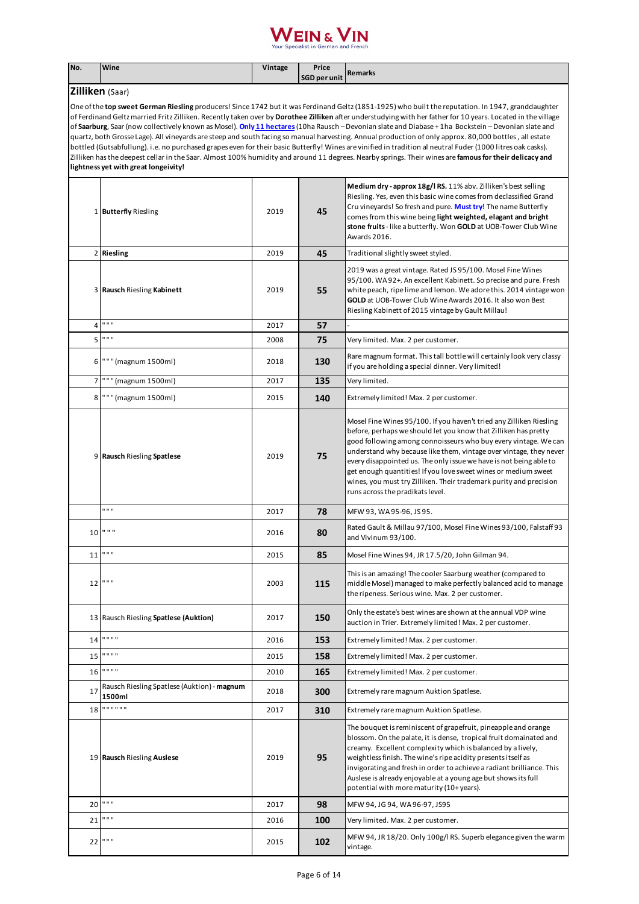# WEIN & VIN

Your Specialist in German and French

| No. | Wine | Vintage | Price SGD per unit | Remarks |
|---|---|---|---|---|

## Zilliken (Saar)

One of the **top sweet German Riesling** producers! Since 1742 but it was Ferdinand Geltz (1851-1925) who built the reputation. In 1947, granddaughter of Ferdinand Geltz married Fritz Zilliken. Recently taken over by **Dorothee Zilliken** after understudying with her father for 10 years. Located in the village of **Saarburg**, Saar (now collectively known as Mosel). **Only 11 hectares** (10ha Rausch – Devonian slate and Diabase + 1ha Bockstein – Devonian slate and quartz, both Grosse Lage). All vineyards are steep and south facing so manual harvesting. Annual production of only approx. 80,000 bottles, all estate bottled (Gutsabfullung). i.e. no purchased grapes even for their basic Butterfly! Wines are vinified in tradition al neutral Fuder (1000 litres oak casks). Zilliken has the deepest cellar in the Saar. Almost 100% humidity and around 11 degrees. Nearby springs. Their wines are **famous for their delicacy and lightness yet with great longeivity!**

| No. | Wine | Vintage | Price SGD per unit | Remarks |
|---|---|---|---|---|
| 1 | **Butterfly** Riesling | 2019 | **45** | **Medium dry - approx 18g/l RS.** 11% abv. Zilliken's best selling Riesling. Yes, even this basic wine comes from declassified Grand Cru vineyards! So fresh and pure. **Must try!** The name Butterfly comes from this wine being **light weighted, elagant and bright stone fruits** - like a butterfly. Won **GOLD** at UOB-Tower Club Wine Awards 2016. |
| 2 | **Riesling** | 2019 | **45** | Traditional slightly sweet styled. |
| 3 | **Rausch** Riesling **Kabinett** | 2019 | **55** | 2019 was a great vintage. Rated JS 95/100. Mosel Fine Wines 95/100. WA 92+. An excellent Kabinett. So precise and pure. Fresh white peach, ripe lime and lemon. We adore this. 2014 vintage won **GOLD** at UOB-Tower Club Wine Awards 2016. It also won Best Riesling Kabinett of 2015 vintage by Gault Millau! |
| 4 | " " " | 2017 | **57** | - |
| 5 | " " " | 2008 | **75** | Very limited. Max. 2 per customer. |
| 6 | " " " (magnum 1500ml) | 2018 | **130** | Rare magnum format. This tall bottle will certainly look very classy if you are holding a special dinner. Very limited! |
| 7 | " " " (magnum 1500ml) | 2017 | **135** | Very limited. |
| 8 | " " " (magnum 1500ml) | 2015 | **140** | Extremely limited! Max. 2 per customer. |
| 9 | **Rausch** Riesling **Spatlese** | 2019 | **75** | Mosel Fine Wines 95/100. If you haven't tried any Zilliken Riesling before, perhaps we should let you know that Zilliken has pretty good following among connoisseurs who buy every vintage. We can understand why because like them, vintage over vintage, they never every disappointed us. The only issue we have is not being able to get enough quantities! If you love sweet wines or medium sweet wines, you must try Zilliken. Their trademark purity and precision runs across the pradikats level. |
| | " " " | 2017 | **78** | MFW 93, WA 95-96, JS 95. |
| 10 | " " " | 2016 | **80** | Rated Gault & Millau 97/100, Mosel Fine Wines 93/100, Falstaff 93 and Vivinum 93/100. |
| 11 | " " " | 2015 | **85** | Mosel Fine Wines 94, JR 17.5/20, John Gilman 94. |
| 12 | " " " | 2003 | **115** | This is an amazing! The cooler Saarburg weather (compared to middle Mosel) managed to make perfectly balanced acid to manage the ripeness. Serious wine. Max. 2 per customer. |
| 13 | Rausch Riesling **Spatlese (Auktion)** | 2017 | **150** | Only the estate's best wines are shown at the annual VDP wine auction in Trier. Extremely limited! Max. 2 per customer. |
| 14 | " " " " | 2016 | **153** | Extremely limited! Max. 2 per customer. |
| 15 | " " " " | 2015 | **158** | Extremely limited! Max. 2 per customer. |
| 16 | " " " " | 2010 | **165** | Extremely limited! Max. 2 per customer. |
| 17 | Rausch Riesling Spatlese (Auktion) - **magnum 1500ml** | 2018 | **300** | Extremely rare magnum Auktion Spatlese. |
| 18 | " " " " " " | 2017 | **310** | Extremely rare magnum Auktion Spatlese. |
| 19 | **Rausch** Riesling **Auslese** | 2019 | **95** | The bouquet is reminiscent of grapefruit, pineapple and orange blossom. On the palate, it is dense, tropical fruit domainated and creamy. Excellent complexity which is balanced by a lively, weightless finish. The wine's ripe acidity presents itself as invigorating and fresh in order to achieve a radiant brilliance. This Auslese is already enjoyable at a young age but shows its full potential with more maturity (10+ years). |
| 20 | " " " | 2017 | **98** | MFW 94, JG 94, WA 96-97, JS95 |
| 21 | " " " | 2016 | **100** | Very limited. Max. 2 per customer. |
| 22 | " " " | 2015 | **102** | MFW 94, JR 18/20. Only 100g/l RS. Superb elegance given the warm vintage. |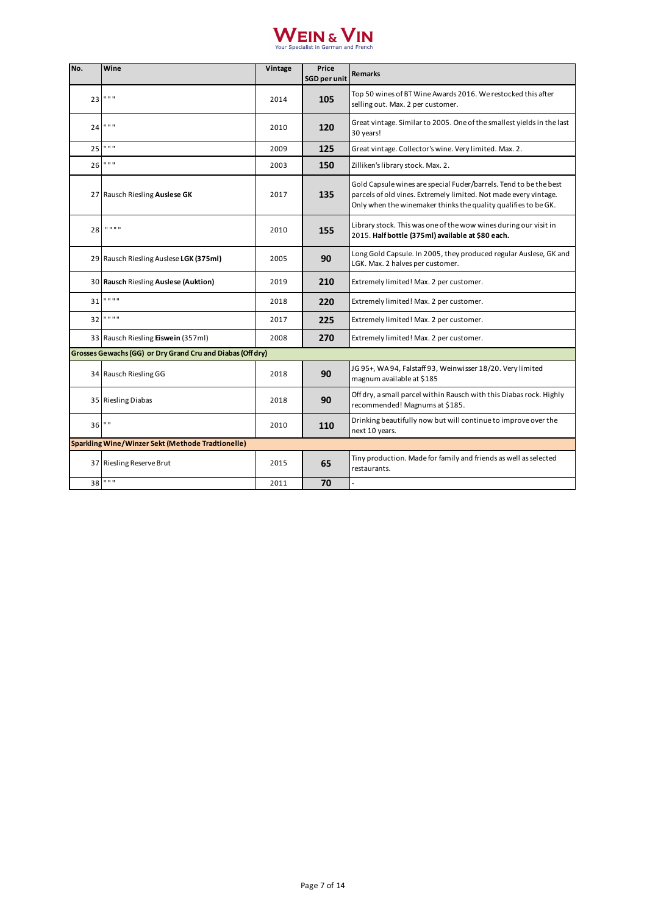**WEIN & VIN**
Your Specialist in German and French

| No. | Wine | Vintage | Price SGD per unit | Remarks |
|---|---|---|---|---|
| 23 | " " " | 2014 | **105** | Top 50 wines of BT Wine Awards 2016. We restocked this after selling out. Max. 2 per customer. |
| 24 | " " " | 2010 | **120** | Great vintage. Similar to 2005. One of the smallest yields in the last 30 years! |
| 25 | " " " | 2009 | **125** | Great vintage. Collector's wine. Very limited. Max. 2. |
| 26 | " " " | 2003 | **150** | Zilliken's library stock. Max. 2. |
| 27 | Rausch Riesling **Auslese GK** | 2017 | **135** | Gold Capsule wines are special Fuder/barrels. Tend to be the best parcels of old vines. Extremely limited. Not made every vintage. Only when the winemaker thinks the quality qualifies to be GK. |
| 28 | " " " " | 2010 | **155** | Library stock. This was one of the wow wines during our visit in 2015. **Half bottle (375ml) available at $80 each.** |
| 29 | Rausch Riesling Auslese **LGK (375ml)** | 2005 | **90** | Long Gold Capsule. In 2005, they produced regular Auslese, GK and LGK. Max. 2 halves per customer. |
| 30 | **Rausch** Riesling **Auslese (Auktion)** | 2019 | **210** | Extremely limited! Max. 2 per customer. |
| 31 | " " " " | 2018 | **220** | Extremely limited! Max. 2 per customer. |
| 32 | " " " " | 2017 | **225** | Extremely limited! Max. 2 per customer. |
| 33 | Rausch Riesling **Eiswein** (357ml) | 2008 | **270** | Extremely limited! Max. 2 per customer. |
| **Grosses Gewachs (GG) or Dry Grand Cru and Diabas (Off dry)** | | | | |
| 34 | Rausch Riesling GG | 2018 | **90** | JG 95+, WA 94, Falstaff 93, Weinwisser 18/20. Very limited magnum available at $185 |
| 35 | Riesling Diabas | 2018 | **90** | Off dry, a small parcel within Rausch with this Diabas rock. Highly recommended! Magnums at $185. |
| 36 | " " | 2010 | **110** | Drinking beautifully now but will continue to improve over the next 10 years. |
| **Sparkling Wine/Winzer Sekt (Methode Tradtionelle)** | | | | |
| 37 | Riesling Reserve Brut | 2015 | **65** | Tiny production. Made for family and friends as well as selected restaurants. |
| 38 | " " " | 2011 | **70** | - |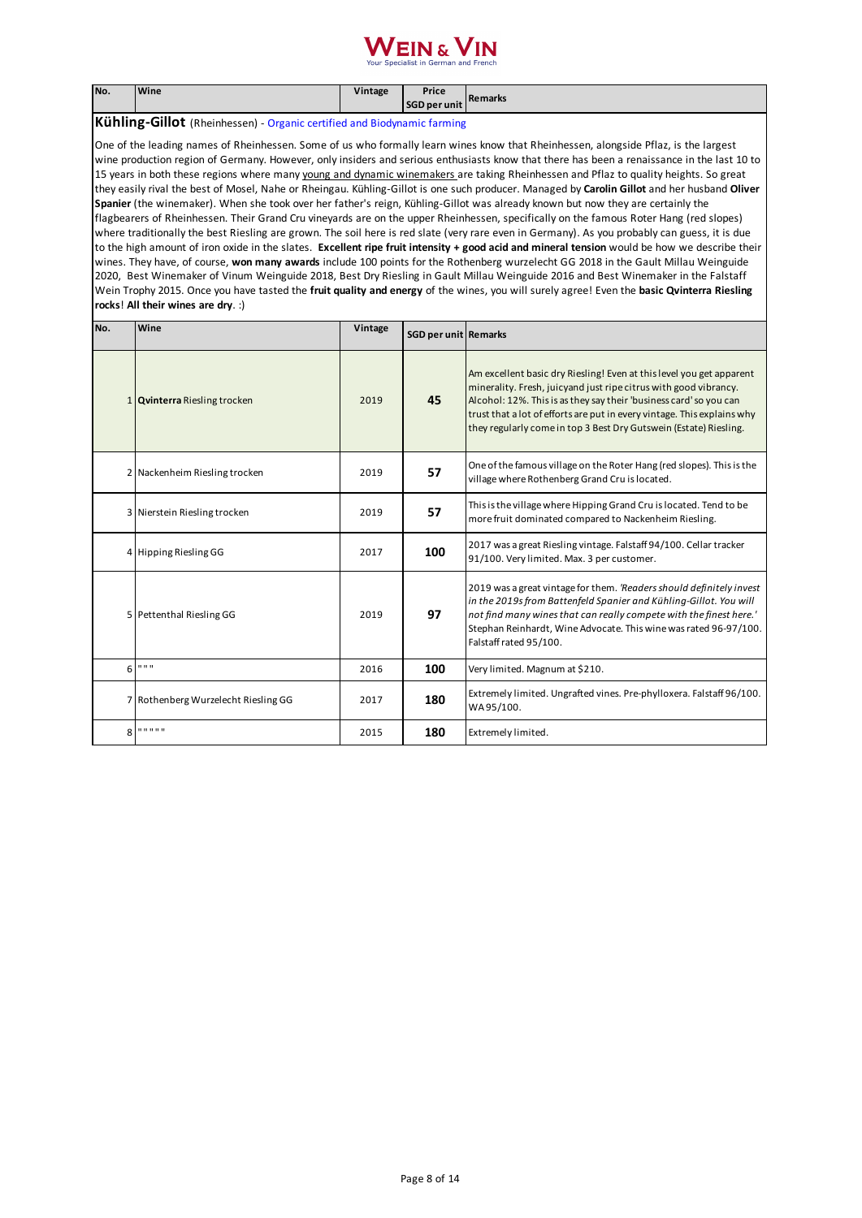# WEIN & VIN

Your Specialist in German and French

| No. | Wine | Vintage | Price SGD per unit | Remarks |
|---|---|---|---|---|

## Kühling-Gillot (Rheinhessen) - Organic certified and Biodynamic farming

One of the leading names of Rheinhessen. Some of us who formally learn wines know that Rheinhessen, alongside Pflaz, is the largest wine production region of Germany. However, only insiders and serious enthusiasts know that there has been a renaissance in the last 10 to 15 years in both these regions where many young and dynamic winemakers are taking Rheinhessen and Pflaz to quality heights. So great they easily rival the best of Mosel, Nahe or Rheingau. Kühling-Gillot is one such producer. Managed by **Carolin Gillot** and her husband **Oliver Spanier** (the winemaker). When she took over her father's reign, Kühling-Gillot was already known but now they are certainly the flagbearers of Rheinhessen. Their Grand Cru vineyards are on the upper Rheinhessen, specifically on the famous Roter Hang (red slopes) where traditionally the best Riesling are grown. The soil here is red slate (very rare even in Germany). As you probably can guess, it is due to the high amount of iron oxide in the slates. **Excellent ripe fruit intensity + good acid and mineral tension** would be how we describe their wines. They have, of course, **won many awards** include 100 points for the Rothenberg wurzelecht GG 2018 in the Gault Millau Weinguide 2020, Best Winemaker of Vinum Weinguide 2018, Best Dry Riesling in Gault Millau Weinguide 2016 and Best Winemaker in the Falstaff Wein Trophy 2015. Once you have tasted the **fruit quality and energy** of the wines, you will surely agree! Even the **basic Qvinterra Riesling rocks**! **All their wines are dry**. :)

| No. | Wine | Vintage | SGD per unit | Remarks |
|---|---|---|---|---|
| 1 | **Qvinterra** Riesling trocken | 2019 | **45** | Am excellent basic dry Riesling! Even at this level you get apparent minerality. Fresh, juicyand just ripe citrus with good vibrancy. Alcohol: 12%. This is as they say their 'business card' so you can trust that a lot of efforts are put in every vintage. This explains why they regularly come in top 3 Best Dry Gutswein (Estate) Riesling. |
| 2 | Nackenheim Riesling trocken | 2019 | **57** | One of the famous village on the Roter Hang (red slopes). This is the village where Rothenberg Grand Cru is located. |
| 3 | Nierstein Riesling trocken | 2019 | **57** | This is the village where Hipping Grand Cru is located. Tend to be more fruit dominated compared to Nackenheim Riesling. |
| 4 | Hipping Riesling GG | 2017 | **100** | 2017 was a great Riesling vintage. Falstaff 94/100. Cellar tracker 91/100. Very limited. Max. 3 per customer. |
| 5 | Pettenthal Riesling GG | 2019 | **97** | 2019 was a great vintage for them. *'Readers should definitely invest in the 2019s from Battenfeld Spanier and Kühling-Gillot. You will not find many wines that can really compete with the finest here.'* Stephan Reinhardt, Wine Advocate. This wine was rated 96-97/100. Falstaff rated 95/100. |
| 6 | " " " | 2016 | **100** | Very limited. Magnum at $210. |
| 7 | Rothenberg Wurzelecht Riesling GG | 2017 | **180** | Extremely limited. Ungrafted vines. Pre-phylloxera. Falstaff 96/100. WA 95/100. |
| 8 | " " " " " | 2015 | **180** | Extremely limited. |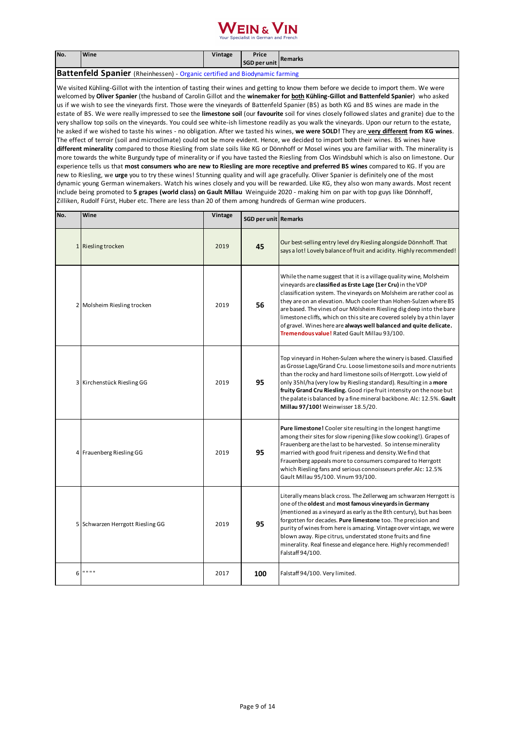# WEIN & VIN

Your Specialist in German and French

| No. | Wine | Vintage | Price SGD per unit | Remarks |
|---|---|---|---|---|

**Battenfeld Spanier** (Rheinhessen) - Organic certified and Biodynamic farming

We visited Kühling-Gillot with the intention of tasting their wines and getting to know them before we decide to import them. We were welcomed by **Oliver Spanier** (the husband of Carolin Gillot and the **winemaker for both Kühling-Gillot and Battenfeld Spanier**) who asked us if we wish to see the vineyards first. Those were the vineyards of Battenfeld Spanier (BS) as both KG and BS wines are made in the estate of BS. We were really impressed to see the **limestone soil** (our **favourite** soil for vines closely followed slates and granite) due to the very shallow top soils on the vineyards. You could see white-ish limestone readily as you walk the vineyards. Upon our return to the estate, he asked if we wished to taste his wines - no obligation. After we tasted his wines, **we were SOLD!** They are **very different from KG wines**. The effect of terroir (soil and microclimate) could not be more evident. Hence, we decided to import both their wines. BS wines have **different minerality** compared to those Riesling from slate soils like KG or Dönnhoff or Mosel wines you are familiar with. The minerality is more towards the white Burgundy type of minerality or if you have tasted the Riesling from Clos Windsbuhl which is also on limestone. Our experience tells us that **most consumers who are new to Riesling are more receptive and preferred BS wines** compared to KG. If you are new to Riesling, we **urge** you to try these wines! Stunning quality and will age gracefully. Oliver Spanier is definitely one of the most dynamic young German winemakers. Watch his wines closely and you will be rewarded. Like KG, they also won many awards. Most recent include being promoted to **5 grapes (world class) on Gault Millau** Weinguide 2020 - making him on par with top guys like Dönnhoff, Zilliken, Rudolf Fürst, Huber etc. There are less than 20 of them among hundreds of German wine producers.

| No. | Wine | Vintage | SGD per unit | Remarks |
|---|---|---|---|---|
| 1 | Riesling trocken | 2019 | **45** | Our best-selling entry level dry Riesling alongside Dönnhoff. That says a lot! Lovely balance of fruit and acidity. Highly recommended! |
| 2 | Molsheim Riesling trocken | 2019 | **56** | While the name suggest that it is a village quality wine, Molsheim vineyards are **classified as Erste Lage (1er Cru)** in the VDP classification system. The vineyards on Molsheim are rather cool as they are on an elevation. Much cooler than Hohen-Sulzen where BS are based. The vines of our Mölsheim Riesling dig deep into the bare limestone cliffs, which on this site are covered solely by a thin layer of gravel. Wines here are **always well balanced and quite delicate.** **Tremendous value!** Rated Gault Millau 93/100. |
| 3 | Kirchenstück Riesling GG | 2019 | **95** | Top vineyard in Hohen-Sulzen where the winery is based. Classified as Grosse Lage/Grand Cru. Loose limestone soils and more nutrients than the rocky and hard limestone soils of Herrgott. Low yield of only 35hl/ha (very low by Riesling standard). Resulting in a **more fruity Grand Cru Riesling.** Good ripe fruit intensity on the nose but the palate is balanced by a fine mineral backbone. Alc: 12.5%. **Gault Millau 97/100!** Weinwisser 18.5/20. |
| 4 | Frauenberg Riesling GG | 2019 | **95** | **Pure limestone!** Cooler site resulting in the longest hangtime among their sites for slow ripening (like slow cooking!). Grapes of Frauenberg are the last to be harvested. So intense minerality married with good fruit ripeness and density.We find that Frauenberg appeals more to consumers compared to Herrgott which Riesling fans and serious connoisseurs prefer.Alc: 12.5% Gault Millau 95/100. Vinum 93/100. |
| 5 | Schwarzen Herrgott Riesling GG | 2019 | **95** | Literally means black cross. The Zellerweg am schwarzen Herrgott is one of the **oldest** and **most famous vineyards in Germany** (mentioned as a vineyard as early as the 8th century), but has been forgotten for decades. **Pure limestone** too. The precision and purity of wines from here is amazing. Vintage over vintage, we were blown away. Ripe citrus, understated stone fruits and fine minerality. Real finesse and elegance here. Highly recommended! Falstaff 94/100. |
| 6 | " " " " | 2017 | **100** | Falstaff 94/100. Very limited. |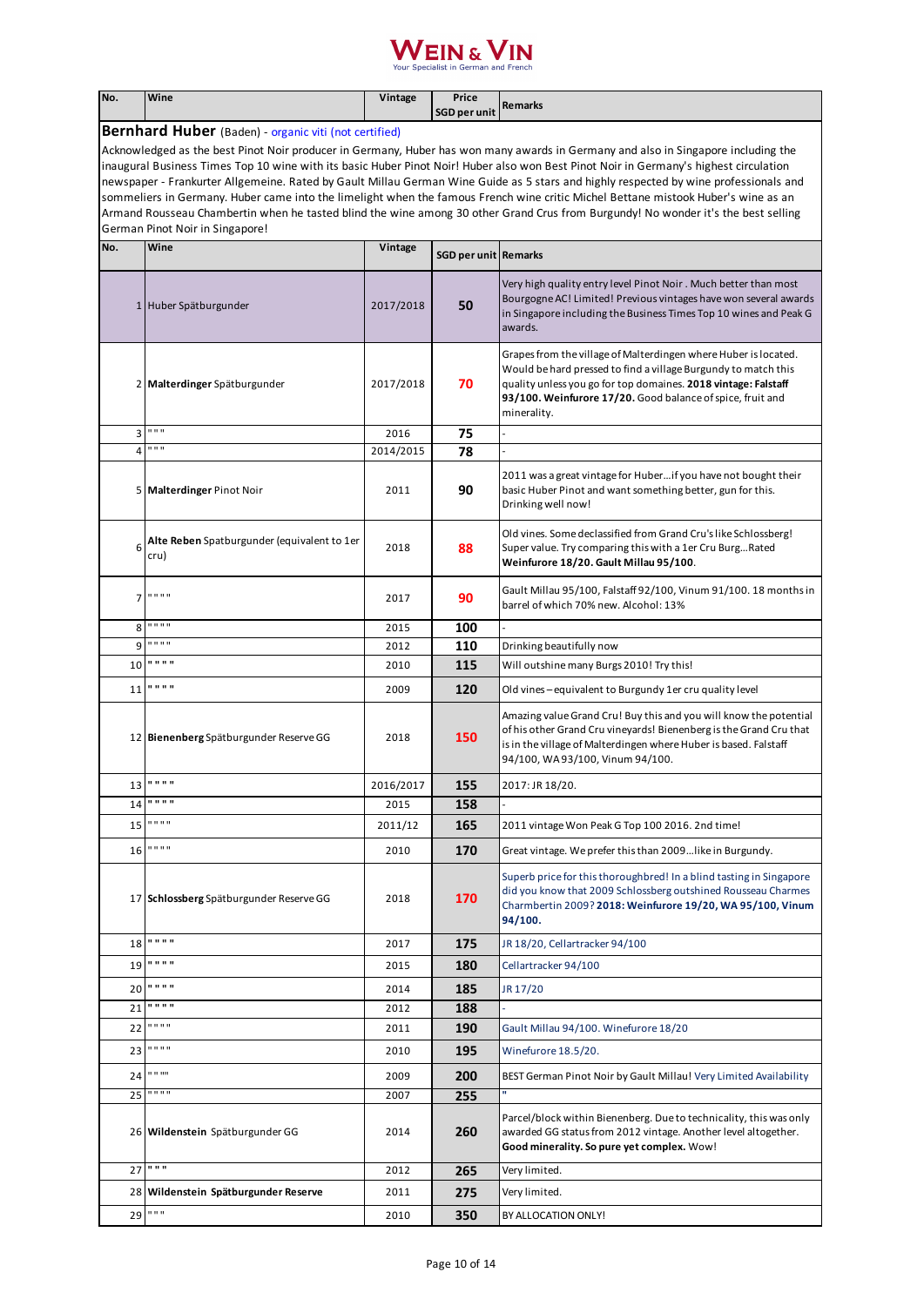# WEIN & VIN

Your Specialist in German and French

| No. | Wine | Vintage | Price SGD per unit | Remarks |
|---|---|---|---|---|

## Bernhard Huber (Baden) - organic viti (not certified)

Acknowledged as the best Pinot Noir producer in Germany, Huber has won many awards in Germany and also in Singapore including the inaugural Business Times Top 10 wine with its basic Huber Pinot Noir! Huber also won Best Pinot Noir in Germany's highest circulation newspaper - Frankurter Allgemeine. Rated by Gault Millau German Wine Guide as 5 stars and highly respected by wine professionals and sommeliers in Germany. Huber came into the limelight when the famous French wine critic Michel Bettane mistook Huber's wine as an Armand Rousseau Chambertin when he tasted blind the wine among 30 other Grand Crus from Burgundy! No wonder it's the best selling German Pinot Noir in Singapore!

| No. | Wine | Vintage | SGD per unit | Remarks |
|---|---|---|---|---|
| 1 | Huber Spätburgunder | 2017/2018 | **50** | Very high quality entry level Pinot Noir . Much better than most Bourgogne AC! Limited! Previous vintages have won several awards in Singapore including the Business Times Top 10 wines and Peak G awards. |
| 2 | **Malterdinger** Spätburgunder | 2017/2018 | **70** | Grapes from the village of Malterdingen where Huber is located. Would be hard pressed to find a village Burgundy to match this quality unless you go for top domaines. **2018 vintage: Falstaff 93/100. Weinfurore 17/20.** Good balance of spice, fruit and minerality. |
| 3 | " " " | 2016 | **75** | - |
| 4 | " " " | 2014/2015 | **78** | - |
| 5 | **Malterdinger** Pinot Noir | 2011 | **90** | 2011 was a great vintage for Huber…if you have not bought their basic Huber Pinot and want something better, gun for this. Drinking well now! |
| 6 | **Alte Reben** Spatburgunder (equivalent to 1er cru) | 2018 | **88** | Old vines. Some declassified from Grand Cru's like Schlossberg! Super value. Try comparing this with a 1er Cru Burg…Rated **Weinfurore 18/20. Gault Millau 95/100**. |
| 7 | " " " " | 2017 | **90** | Gault Millau 95/100, Falstaff 92/100, Vinum 91/100. 18 months in barrel of which 70% new. Alcohol: 13% |
| 8 | " " " " | 2015 | **100** | - |
| 9 | " " " " | 2012 | **110** | Drinking beautifully now |
| 10 | " " " " | 2010 | **115** | Will outshine many Burgs 2010! Try this! |
| 11 | " " " " | 2009 | **120** | Old vines – equivalent to Burgundy 1er cru quality level |
| 12 | **Bienenberg** Spätburgunder Reserve GG | 2018 | **150** | Amazing value Grand Cru! Buy this and you will know the potential of his other Grand Cru vineyards! Bienenberg is the Grand Cru that is in the village of Malterdingen where Huber is based. Falstaff 94/100, WA 93/100, Vinum 94/100. |
| 13 | " " " " | 2016/2017 | **155** | 2017: JR 18/20. |
| 14 | " " " " | 2015 | **158** | - |
| 15 | " " " " | 2011/12 | **165** | 2011 vintage Won Peak G Top 100 2016. 2nd time! |
| 16 | " " " " | 2010 | **170** | Great vintage. We prefer this than 2009…like in Burgundy. |
| 17 | **Schlossberg** Spätburgunder Reserve GG | 2018 | **170** | Superb price for this thoroughbred! In a blind tasting in Singapore did you know that 2009 Schlossberg outshined Rousseau Charmes Charmbertin 2009? **2018: Weinfurore 19/20, WA 95/100, Vinum 94/100.** |
| 18 | " " " " | 2017 | **175** | JR 18/20, Cellartracker 94/100 |
| 19 | " " " " | 2015 | **180** | Cellartracker 94/100 |
| 20 | " " " " | 2014 | **185** | JR 17/20 |
| 21 | " " " " | 2012 | **188** | - |
| 22 | " " " " | 2011 | **190** | Gault Millau 94/100. Winefurore 18/20 |
| 23 | " " " " | 2010 | **195** | Winefurore 18.5/20. |
| 24 | " " "" | 2009 | **200** | BEST German Pinot Noir by Gault Millau! Very Limited Availability |
| 25 | " " " " | 2007 | **255** | " |
| 26 | **Wildenstein** Spätburgunder GG | 2014 | **260** | Parcel/block within Bienenberg. Due to technicality, this was only awarded GG status from 2012 vintage. Another level altogether. **Good minerality. So pure yet complex.** Wow! |
| 27 | " " " | 2012 | **265** | Very limited. |
| 28 | **Wildenstein Spätburgunder Reserve** | 2011 | **275** | Very limited. |
| 29 | " " " | 2010 | **350** | BY ALLOCATION ONLY! |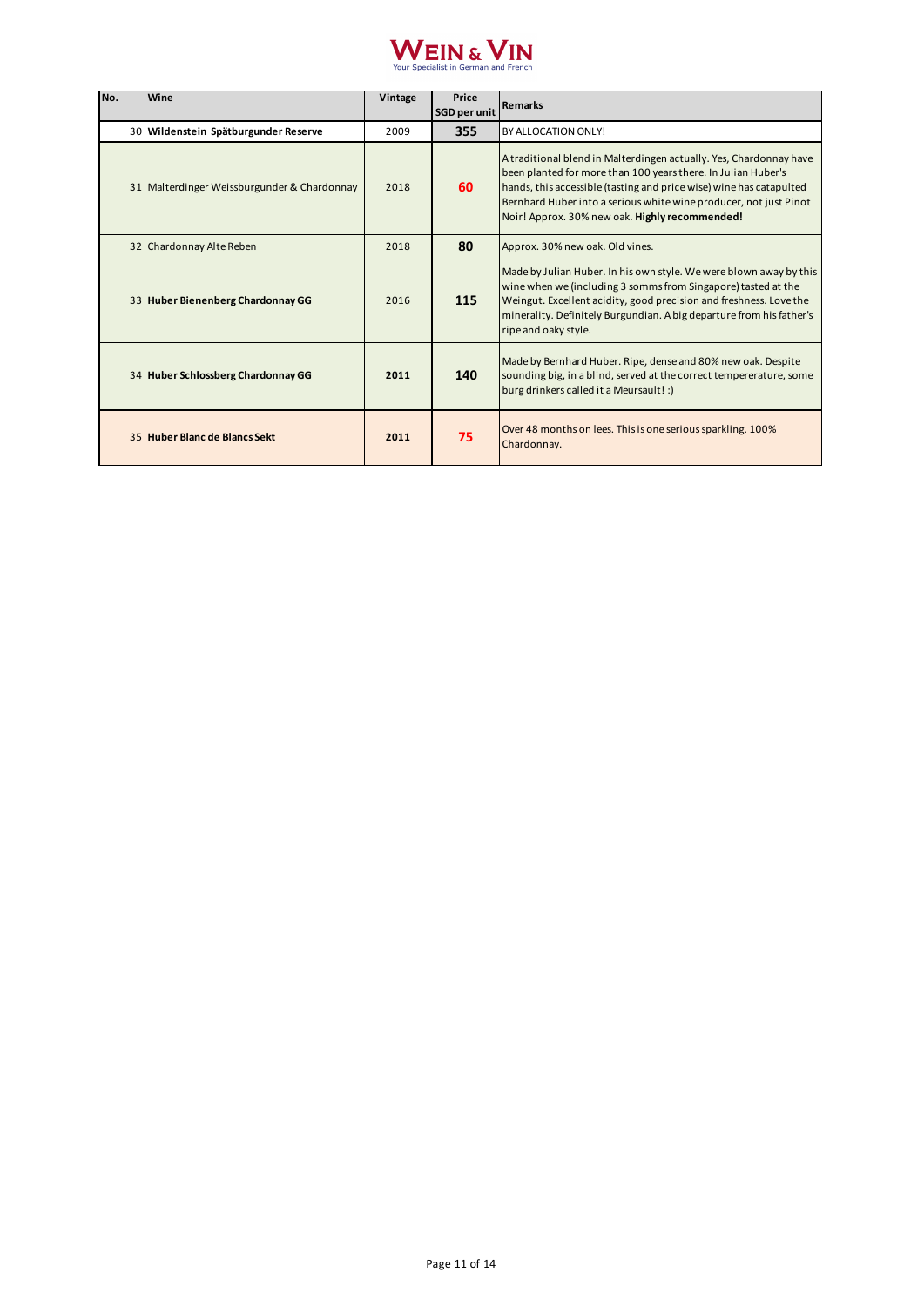# WEIN & VIN

Your Specialist in German and French

| No. | Wine | Vintage | Price SGD per unit | Remarks |
|---|---|---|---|---|
| 30 | **Wildenstein Spätburgunder Reserve** | 2009 | **355** | BY ALLOCATION ONLY! |
| 31 | Malterdinger Weissburgunder & Chardonnay | 2018 | **60** | A traditional blend in Malterdingen actually. Yes, Chardonnay have been planted for more than 100 years there. In Julian Huber's hands, this accessible (tasting and price wise) wine has catapulted Bernhard Huber into a serious white wine producer, not just Pinot Noir! Approx. 30% new oak. **Highly recommended!** |
| 32 | Chardonnay Alte Reben | 2018 | **80** | Approx. 30% new oak. Old vines. |
| 33 | **Huber Bienenberg Chardonnay GG** | 2016 | **115** | Made by Julian Huber. In his own style. We were blown away by this wine when we (including 3 somms from Singapore) tasted at the Weingut. Excellent acidity, good precision and freshness. Love the minerality. Definitely Burgundian. A big departure from his father's ripe and oaky style. |
| 34 | **Huber Schlossberg Chardonnay GG** | **2011** | **140** | Made by Bernhard Huber. Ripe, dense and 80% new oak. Despite sounding big, in a blind, served at the correct tempererature, some burg drinkers called it a Meursault! :) |
| 35 | **Huber Blanc de Blancs Sekt** | **2011** | **75** | Over 48 months on lees. This is one serious sparkling. 100% Chardonnay. |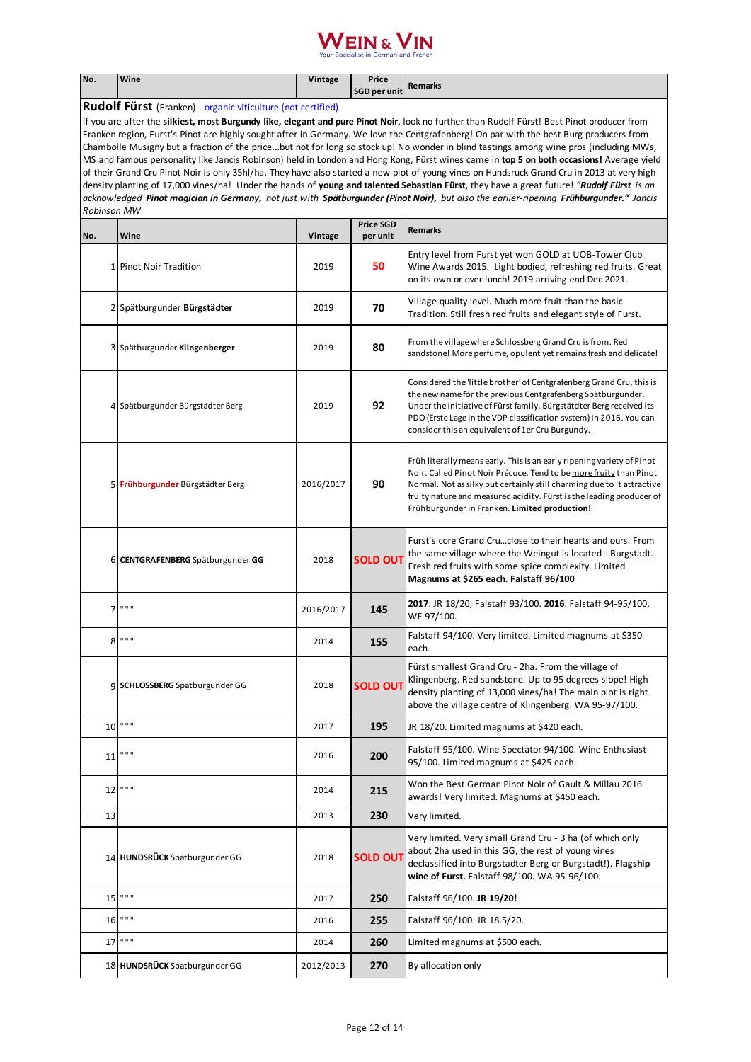# WEIN & VIN

Your Specialist in German and French

| No. | Wine | Vintage | Price SGD per unit | Remarks |
|---|---|---|---|---|

## Rudolf Fürst (Franken) - organic viticulture (not certified)

If you are after the **silkiest, most Burgundy like, elegant and pure Pinot Noir**, look no further than Rudolf Fürst! Best Pinot producer from Franken region, Furst's Pinot are highly sought after in Germany. We love the Centgrafenberg! On par with the best Burg producers from Chambolle Musigny but a fraction of the price...but not for long so stock up! No wonder in blind tastings among wine pros (including MWs, MS and famous personality like Jancis Robinson) held in London and Hong Kong, Fürst wines came in **top 5 on both occasions!** Average yield of their Grand Cru Pinot Noir is only 35hl/ha. They have also started a new plot of young vines on Hundsruck Grand Cru in 2013 at very high density planting of 17,000 vines/ha! Under the hands of **young and talented Sebastian Fürst**, they have a great future! ***"Rudolf Fürst** is an acknowledged **Pinot magician in Germany,** not just with **Spätburgunder (Pinot Noir),** but also the earlier-ripening **Frühburgunder."** Jancis Robinson MW*

| No. | Wine | Vintage | Price SGD per unit | Remarks |
|---|---|---|---|---|
| 1 | Pinot Noir Tradition | 2019 | **50** | Entry level from Furst yet won GOLD at UOB-Tower Club Wine Awards 2015. Light bodied, refreshing red fruits. Great on its own or over lunch! 2019 arriving end Dec 2021. |
| 2 | Spätburgunder **Bürgstädter** | 2019 | **70** | Village quality level. Much more fruit than the basic Tradition. Still fresh red fruits and elegant style of Furst. |
| 3 | Spätburgunder **Klingenberger** | 2019 | **80** | From the village where Schlossberg Grand Cru is from. Red sandstone! More perfume, opulent yet remains fresh and delicate! |
| 4 | Spätburgunder Bürgstädter Berg | 2019 | **92** | Considered the 'little brother' of Centgrafenberg Grand Cru, this is the new name for the previous Centgrafenberg Spätburgunder. Under the initiative of Fürst family, Bürgstätdter Berg received its PDO (Erste Lage in the VDP classification system) in 2016. You can consider this an equivalent of 1er Cru Burgundy. |
| 5 | **Frühburgunder** Bürgstädter Berg | 2016/2017 | **90** | Früh literally means early. This is an early ripening variety of Pinot Noir. Called Pinot Noir Précoce. Tend to be more fruity than Pinot Normal. Not as silky but certainly still charming due to it attractive fruity nature and measured acidity. Fürst is the leading producer of Frühburgunder in Franken. **Limited production!** |
| 6 | **CENTGRAFENBERG** Spätburgunder **GG** | 2018 | **SOLD OUT** | Furst's core Grand Cru...close to their hearts and ours. From the same village where the Weingut is located - Burgstadt. Fresh red fruits with some spice complexity. Limited **Magnums at $265 each. Falstaff 96/100** |
| 7 | " " " | 2016/2017 | **145** | **2017**: JR 18/20, Falstaff 93/100. **2016**: Falstaff 94-95/100, WE 97/100. |
| 8 | " " " | 2014 | **155** | Falstaff 94/100. Very limited. Limited magnums at $350 each. |
| 9 | **SCHLOSSBERG** Spatburgunder GG | 2018 | **SOLD OUT** | Fürst smallest Grand Cru - 2ha. From the village of Klingenberg. Red sandstone. Up to 95 degrees slope! High density planting of 13,000 vines/ha! The main plot is right above the village centre of Klingenberg. WA 95-97/100. |
| 10 | " " " | 2017 | **195** | JR 18/20. Limited magnums at $420 each. |
| 11 | " " " | 2016 | **200** | Falstaff 95/100. Wine Spectator 94/100. Wine Enthusiast 95/100. Limited magnums at $425 each. |
| 12 | " " " | 2014 | **215** | Won the Best German Pinot Noir of Gault & Millau 2016 awards! Very limited. Magnums at $450 each. |
| 13 | | 2013 | **230** | Very limited. |
| 14 | **HUNDSRÜCK** Spatburgunder GG | 2018 | **SOLD OUT** | Very limited. Very small Grand Cru - 3 ha (of which only about 2ha used in this GG, the rest of young vines declassified into Burgstadter Berg or Burgstadt!). **Flagship wine of Furst.** Falstaff 98/100. WA 95-96/100. |
| 15 | " " " | 2017 | **250** | Falstaff 96/100. **JR 19/20!** |
| 16 | " " " | 2016 | **255** | Falstaff 96/100. JR 18.5/20. |
| 17 | " " " | 2014 | **260** | Limited magnums at $500 each. |
| 18 | **HUNDSRÜCK** Spatburgunder GG | 2012/2013 | **270** | By allocation only |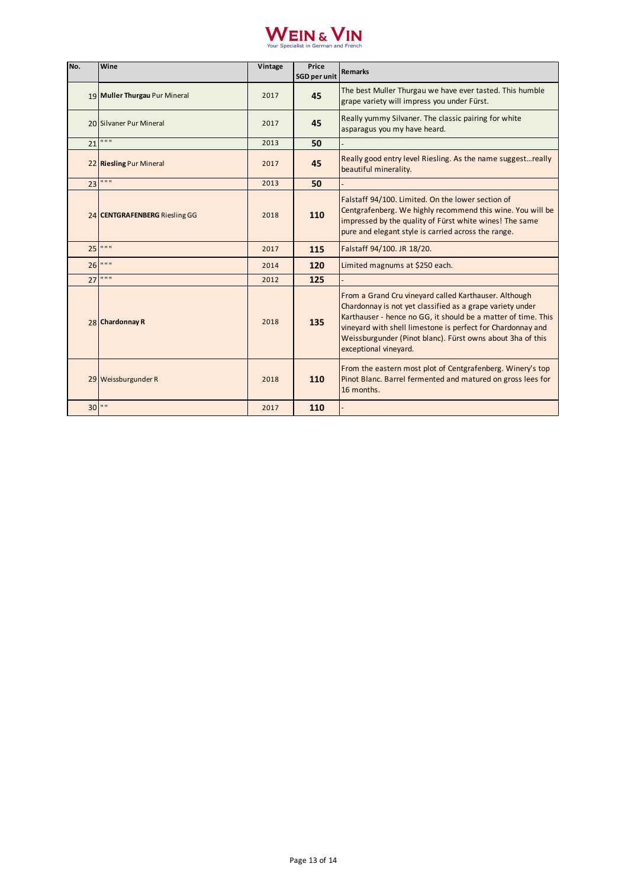**WEIN & VIN**
Your Specialist in German and French

| No. | Wine | Vintage | Price SGD per unit | Remarks |
|---|---|---|---|---|
| 19 | **Muller Thurgau** Pur Mineral | 2017 | **45** | The best Muller Thurgau we have ever tasted. This humble grape variety will impress you under Fürst. |
| 20 | Silvaner Pur Mineral | 2017 | **45** | Really yummy Silvaner. The classic pairing for white asparagus you my have heard. |
| 21 | " " " | 2013 | **50** | - |
| 22 | **Riesling** Pur Mineral | 2017 | **45** | Really good entry level Riesling. As the name suggest…really beautiful minerality. |
| 23 | " " " | 2013 | **50** | - |
| 24 | **CENTGRAFENBERG** Riesling GG | 2018 | **110** | Falstaff 94/100. Limited. On the lower section of Centgrafenberg. We highly recommend this wine. You will be impressed by the quality of Fürst white wines! The same pure and elegant style is carried across the range. |
| 25 | " " " | 2017 | **115** | Falstaff 94/100. JR 18/20. |
| 26 | " " " | 2014 | **120** | Limited magnums at $250 each. |
| 27 | " " " | 2012 | **125** | - |
| 28 | **Chardonnay R** | 2018 | **135** | From a Grand Cru vineyard called Karthauser. Although Chardonnay is not yet classified as a grape variety under Karthauser - hence no GG, it should be a matter of time. This vineyard with shell limestone is perfect for Chardonnay and Weissburgunder (Pinot blanc). Fürst owns about 3ha of this exceptional vineyard. |
| 29 | Weissburgunder R | 2018 | **110** | From the eastern most plot of Centgrafenberg. Winery's top Pinot Blanc. Barrel fermented and matured on gross lees for 16 months. |
| 30 | " " | 2017 | **110** | - |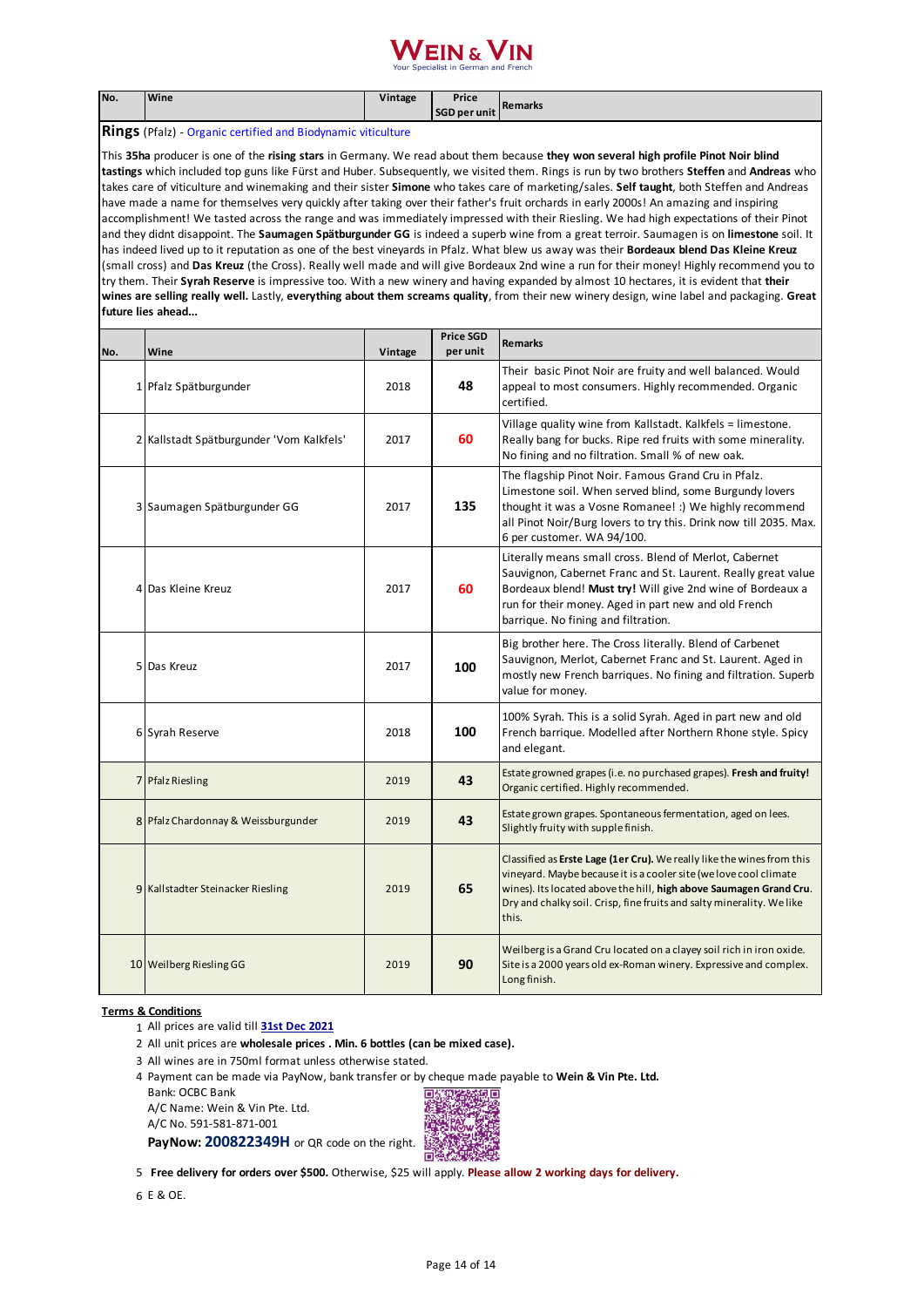# WEIN & VIN

Your Specialist in German and French

| No. | Wine | Vintage | Price SGD per unit | Remarks |
|---|---|---|---|---|

**Rings** (Pfalz) - Organic certified and Biodynamic viticulture

This **35ha** producer is one of the **rising stars** in Germany. We read about them because **they won several high profile Pinot Noir blind tastings** which included top guns like Fürst and Huber. Subsequently, we visited them. Rings is run by two brothers **Steffen** and **Andreas** who takes care of viticulture and winemaking and their sister **Simone** who takes care of marketing/sales. **Self taught**, both Steffen and Andreas have made a name for themselves very quickly after taking over their father's fruit orchards in early 2000s! An amazing and inspiring accomplishment! We tasted across the range and was immediately impressed with their Riesling. We had high expectations of their Pinot and they didnt disappoint. The **Saumagen Spätburgunder GG** is indeed a superb wine from a great terroir. Saumagen is on **limestone** soil. It has indeed lived up to it reputation as one of the best vineyards in Pfalz. What blew us away was their **Bordeaux blend Das Kleine Kreuz** (small cross) and **Das Kreuz** (the Cross). Really well made and will give Bordeaux 2nd wine a run for their money! Highly recommend you to try them. Their **Syrah Reserve** is impressive too. With a new winery and having expanded by almost 10 hectares, it is evident that **their wines are selling really well.** Lastly, **everything about them screams quality**, from their new winery design, wine label and packaging. **Great future lies ahead...**

| No. | Wine | Vintage | Price SGD per unit | Remarks |
|---|---|---|---|---|
| 1 | Pfalz Spätburgunder | 2018 | **48** | Their basic Pinot Noir are fruity and well balanced. Would appeal to most consumers. Highly recommended. Organic certified. |
| 2 | Kallstadt Spätburgunder 'Vom Kalkfels' | 2017 | **60** | Village quality wine from Kallstadt. Kalkfels = limestone. Really bang for bucks. Ripe red fruits with some minerality. No fining and no filtration. Small % of new oak. |
| 3 | Saumagen Spätburgunder GG | 2017 | **135** | The flagship Pinot Noir. Famous Grand Cru in Pfalz. Limestone soil. When served blind, some Burgundy lovers thought it was a Vosne Romanee! :) We highly recommend all Pinot Noir/Burg lovers to try this. Drink now till 2035. Max. 6 per customer. WA 94/100. |
| 4 | Das Kleine Kreuz | 2017 | **60** | Literally means small cross. Blend of Merlot, Cabernet Sauvignon, Cabernet Franc and St. Laurent. Really great value Bordeaux blend! **Must try!** Will give 2nd wine of Bordeaux a run for their money. Aged in part new and old French barrique. No fining and filtration. |
| 5 | Das Kreuz | 2017 | **100** | Big brother here. The Cross literally. Blend of Carbernet Sauvignon, Merlot, Cabernet Franc and St. Laurent. Aged in mostly new French barriques. No fining and filtration. Superb value for money. |
| 6 | Syrah Reserve | 2018 | **100** | 100% Syrah. This is a solid Syrah. Aged in part new and old French barrique. Modelled after Northern Rhone style. Spicy and elegant. |
| 7 | Pfalz Riesling | 2019 | **43** | Estate growned grapes (i.e. no purchased grapes). **Fresh and fruity!** Organic certified. Highly recommended. |
| 8 | Pfalz Chardonnay & Weissburgunder | 2019 | **43** | Estate grown grapes. Spontaneous fermentation, aged on lees. Slightly fruity with supple finish. |
| 9 | Kallstadter Steinacker Riesling | 2019 | **65** | Classified as **Erste Lage (1er Cru).** We really like the wines from this vineyard. Maybe because it is a cooler site (we love cool climate wines). Its located above the hill, **high above Saumagen Grand Cru**. Dry and chalky soil. Crisp, fine fruits and salty minerality. We like this. |
| 10 | Weilberg Riesling GG | 2019 | **90** | Weilberg is a Grand Cru located on a clayey soil rich in iron oxide. Site is a 2000 years old ex-Roman winery. Expressive and complex. Long finish. |

**Terms & Conditions**

1. All prices are valid till **31st Dec 2021**
2. All unit prices are **wholesale prices . Min. 6 bottles (can be mixed case).**
3. All wines are in 750ml format unless otherwise stated.
4. Payment can be made via PayNow, bank transfer or by cheque made payable to **Wein & Vin Pte. Ltd.**
   Bank: OCBC Bank
   A/C Name: Wein & Vin Pte. Ltd.
   A/C No. 591-581-871-001
   **PayNow: 200822349H** or QR code on the right.
5. **Free delivery for orders over $500.** Otherwise, $25 will apply. **Please allow 2 working days for delivery.**
6. E & OE.